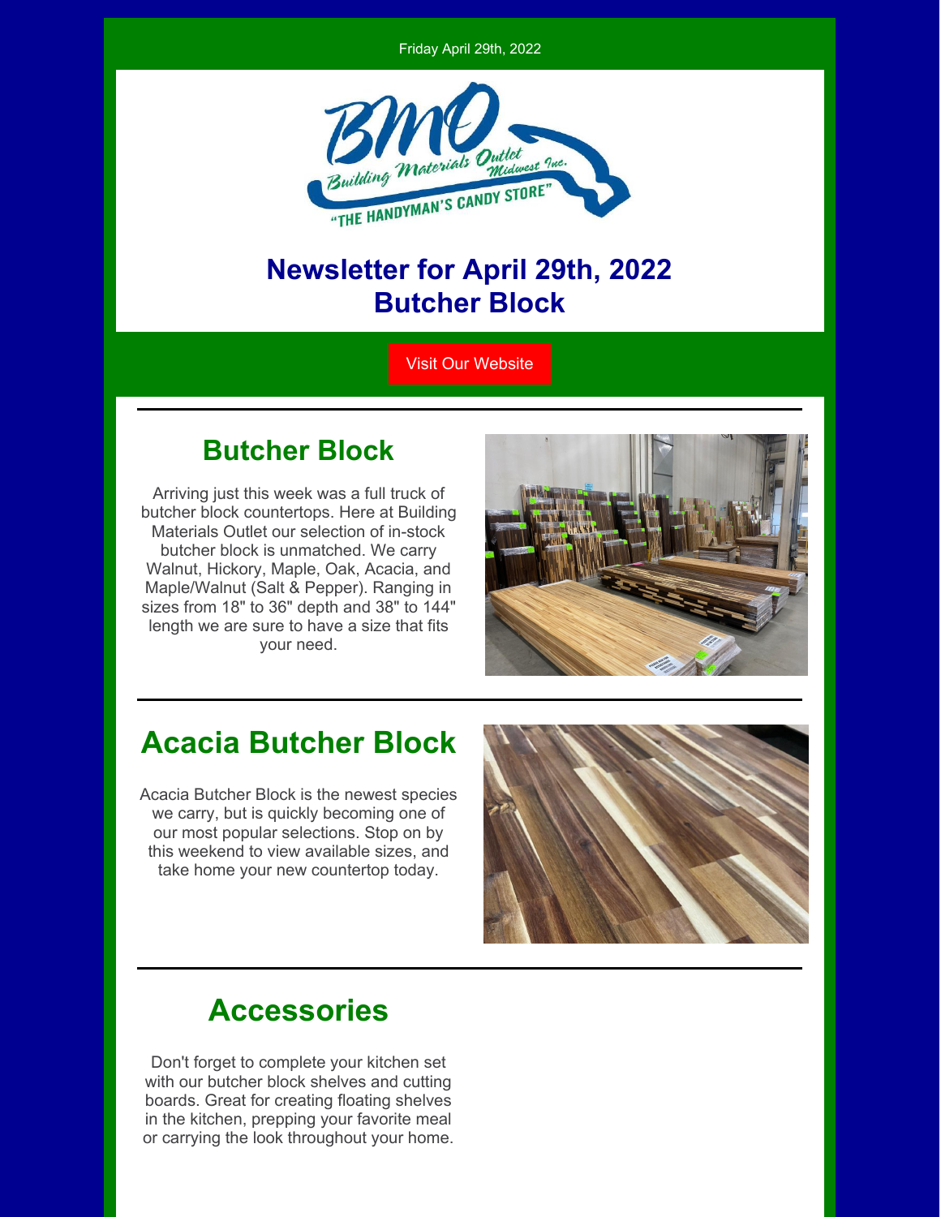Friday April 29th, 2022

BMO Building Materials Outlet Midwest Inc.
"THE HANDYMAN'S CANDY STORE"

# Newsletter for April 29th, 2022
# Butcher Block

Visit Our Website

---

## Butcher Block

Arriving just this week was a full truck of butcher block countertops. Here at Building Materials Outlet our selection of in-stock butcher block is unmatched. We carry Walnut, Hickory, Maple, Oak, Acacia, and Maple/Walnut (Salt & Pepper). Ranging in sizes from 18" to 36" depth and 38" to 144" length we are sure to have a size that fits your need.

---

## Acacia Butcher Block

Acacia Butcher Block is the newest species we carry, but is quickly becoming one of our most popular selections. Stop on by this weekend to view available sizes, and take home your new countertop today.

---

## Accessories

Don't forget to complete your kitchen set with our butcher block shelves and cutting boards. Great for creating floating shelves in the kitchen, prepping your favorite meal or carrying the look throughout your home.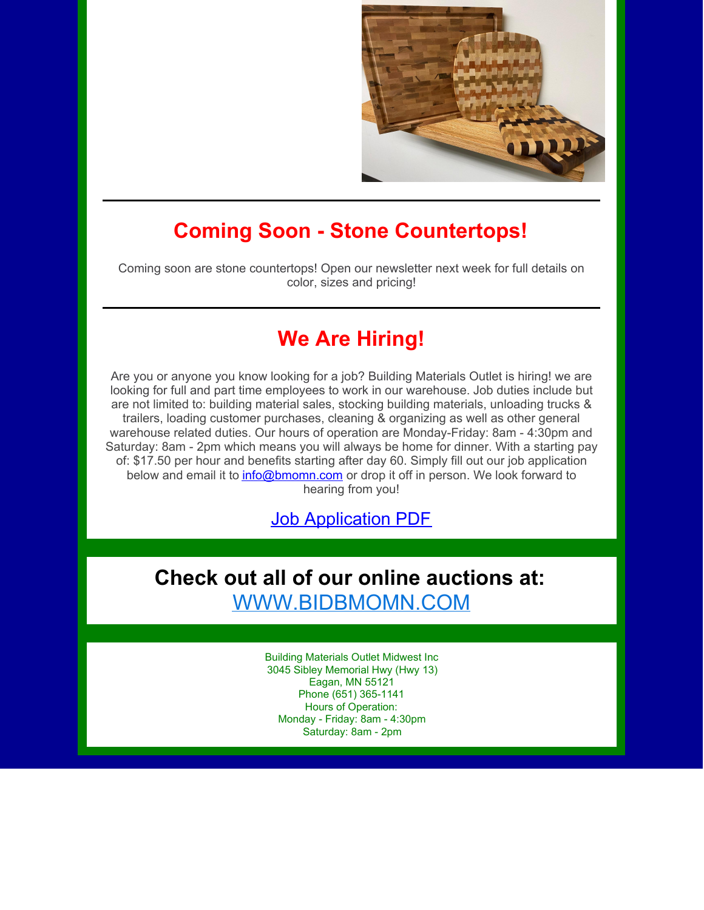## Coming Soon - Stone Countertops!

Coming soon are stone countertops! Open our newsletter next week for full details on color, sizes and pricing!

---

## We Are Hiring!

Are you or anyone you know looking for a job? Building Materials Outlet is hiring! we are looking for full and part time employees to work in our warehouse. Job duties include but are not limited to: building material sales, stocking building materials, unloading trucks & trailers, loading customer purchases, cleaning & organizing as well as other general warehouse related duties. Our hours of operation are Monday-Friday: 8am - 4:30pm and Saturday: 8am - 2pm which means you will always be home for dinner. With a starting pay of: $17.50 per hour and benefits starting after day 60. Simply fill out our job application below and email it to info@bmomn.com or drop it off in person. We look forward to hearing from you!

Job Application PDF

## Check out all of our online auctions at: WWW.BIDBMOMN.COM

Building Materials Outlet Midwest Inc
3045 Sibley Memorial Hwy (Hwy 13)
Eagan, MN 55121
Phone (651) 365-1141
Hours of Operation:
Monday - Friday: 8am - 4:30pm
Saturday: 8am - 2pm